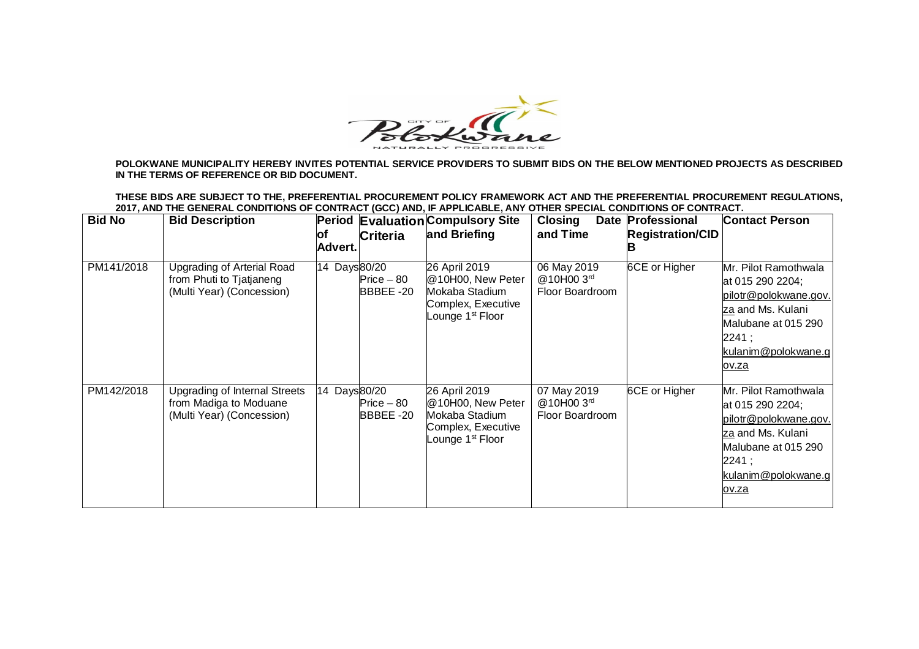**POLOKWANE MUNICIPALITY HEREBY INVITES POTENTIAL SERVICE PROVIDERS TO SUBMIT BIDS ON THE BELOW MENTIONED PROJECTS AS DESCRIBED IN THE TERMS OF REFERENCE OR BID DOCUMENT.**

**THESE BIDS ARE SUBJECT TO THE, PREFERENTIAL PROCUREMENT POLICY FRAMEWORK ACT AND THE PREFERENTIAL PROCUREMENT REGULATIONS, 2017, AND THE GENERAL CONDITIONS OF CONTRACT (GCC) AND, IF APPLICABLE, ANY OTHER SPECIAL CONDITIONS OF CONTRACT.**

| Bid No | Bid Description | Period of Advert. | Evaluation Criteria | Compulsory Site and Briefing | Closing Date and Time | Professional Registration/CIDB | Contact Person |
|---|---|---|---|---|---|---|---|
| PM141/2018 | Upgrading of Arterial Road from Phuti to Tjatjaneng (Multi Year) (Concession) | 14 Days | 80/20 Price – 80 BBBEE -20 | 26 April 2019 @10H00, New Peter Mokaba Stadium Complex, Executive Lounge 1st Floor | 06 May 2019 @10H00 3rd Floor Boardroom | 6CE or Higher | Mr. Pilot Ramothwala at 015 290 2204; pilotr@polokwane.gov.za and Ms. Kulani Malubane at 015 290 2241 ; kulanim@polokwane.gov.za |
| PM142/2018 | Upgrading of Internal Streets from Madiga to Moduane (Multi Year) (Concession) | 14 Days | 80/20 Price – 80 BBBEE -20 | 26 April 2019 @10H00, New Peter Mokaba Stadium Complex, Executive Lounge 1st Floor | 07 May 2019 @10H00 3rd Floor Boardroom | 6CE or Higher | Mr. Pilot Ramothwala at 015 290 2204; pilotr@polokwane.gov.za and Ms. Kulani Malubane at 015 290 2241 ; kulanim@polokwane.gov.za |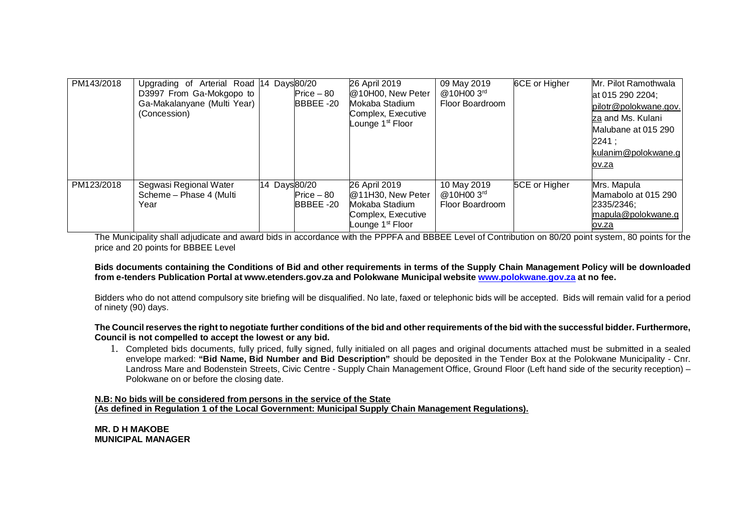| | | | | | | | |
|---|---|---|---|---|---|---|---|
| PM143/2018 | Upgrading of Arterial Road D3997 From Ga-Mokgopo to Ga-Makalanyane (Multi Year) (Concession) | 14 Days | 80/20 Price – 80 BBBEE -20 | 26 April 2019 @10H00, New Peter Mokaba Stadium Complex, Executive Lounge 1st Floor | 09 May 2019 @10H00 3rd Floor Boardroom | 6CE or Higher | Mr. Pilot Ramothwala at 015 290 2204; pilotr@polokwane.gov.za and Ms. Kulani Malubane at 015 290 2241 ; kulanim@polokwane.gov.za |
| PM123/2018 | Segwasi Regional Water Scheme – Phase 4 (Multi Year | 14 Days | 80/20 Price – 80 BBBEE -20 | 26 April 2019 @11H30, New Peter Mokaba Stadium Complex, Executive Lounge 1st Floor | 10 May 2019 @10H00 3rd Floor Boardroom | 5CE or Higher | Mrs. Mapula Mamabolo at 015 290 2335/2346; mapula@polokwane.gov.za |

The Municipality shall adjudicate and award bids in accordance with the PPPFA and BBBEE Level of Contribution on 80/20 point system, 80 points for the price and 20 points for BBBEE Level

**Bids documents containing the Conditions of Bid and other requirements in terms of the Supply Chain Management Policy will be downloaded from e-tenders Publication Portal at www.etenders.gov.za and Polokwane Municipal website www.polokwane.gov.za at no fee.**

Bidders who do not attend compulsory site briefing will be disqualified. No late, faxed or telephonic bids will be accepted. Bids will remain valid for a period of ninety (90) days.

**The Council reserves the right to negotiate further conditions of the bid and other requirements of the bid with the successful bidder. Furthermore, Council is not compelled to accept the lowest or any bid.**

1. Completed bids documents, fully priced, fully signed, fully initialed on all pages and original documents attached must be submitted in a sealed envelope marked: **"Bid Name, Bid Number and Bid Description"** should be deposited in the Tender Box at the Polokwane Municipality - Cnr. Landross Mare and Bodenstein Streets, Civic Centre - Supply Chain Management Office, Ground Floor (Left hand side of the security reception) – Polokwane on or before the closing date.

**N.B: No bids will be considered from persons in the service of the State**
**(As defined in Regulation 1 of the Local Government: Municipal Supply Chain Management Regulations).**

**MR. D H MAKOBE**
**MUNICIPAL MANAGER**